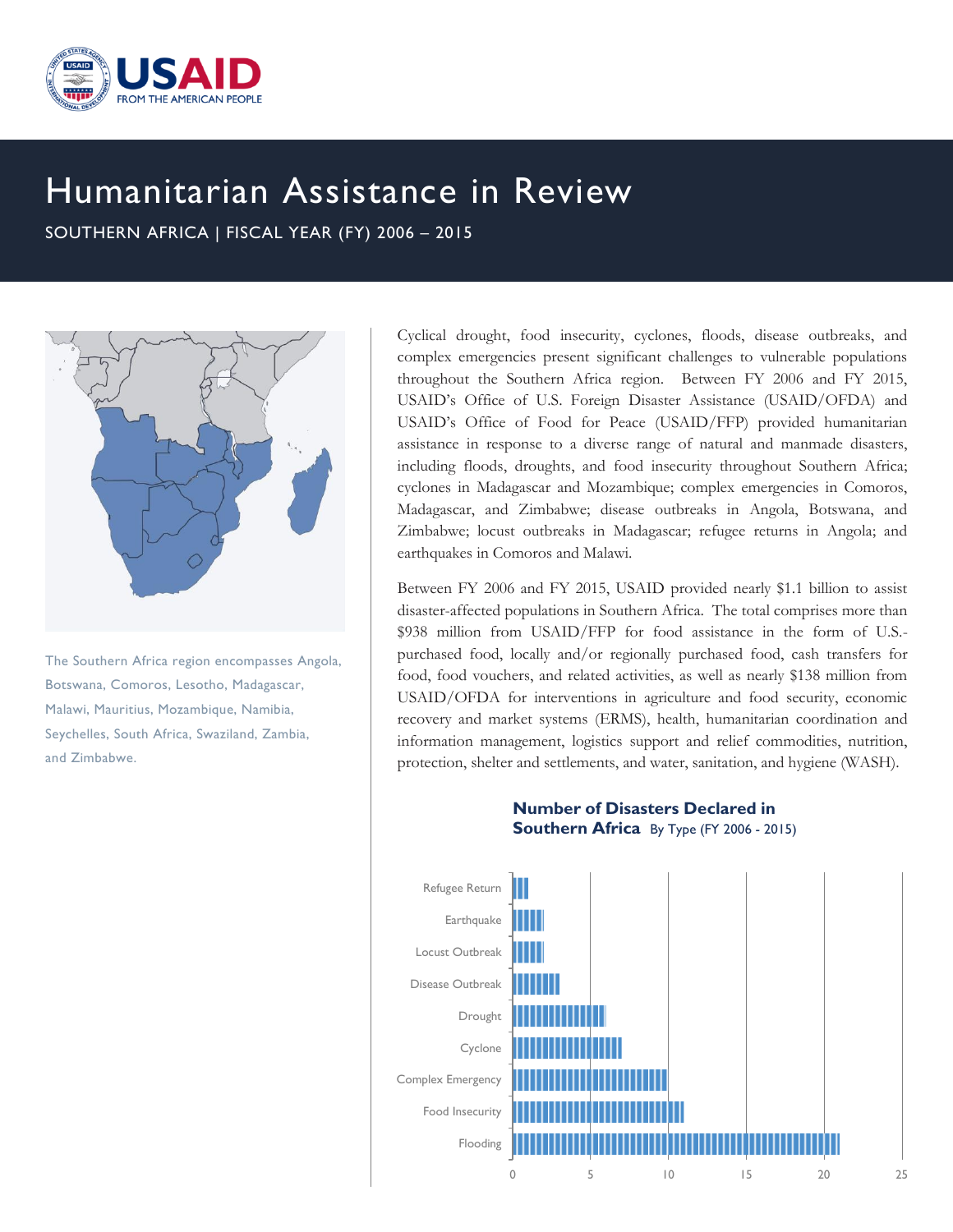# Humanitarian Assistance in Review

SOUTHERN AFRICA | FISCAL YEAR (FY) 2006 – 2015

The Southern Africa region encompasses Angola, Botswana, Comoros, Lesotho, Madagascar, Malawi, Mauritius, Mozambique, Namibia, Seychelles, South Africa, Swaziland, Zambia, and Zimbabwe.

Cyclical drought, food insecurity, cyclones, floods, disease outbreaks, and complex emergencies present significant challenges to vulnerable populations throughout the Southern Africa region. Between FY 2006 and FY 2015, USAID's Office of U.S. Foreign Disaster Assistance (USAID/OFDA) and USAID's Office of Food for Peace (USAID/FFP) provided humanitarian assistance in response to a diverse range of natural and manmade disasters, including floods, droughts, and food insecurity throughout Southern Africa; cyclones in Madagascar and Mozambique; complex emergencies in Comoros, Madagascar, and Zimbabwe; disease outbreaks in Angola, Botswana, and Zimbabwe; locust outbreaks in Madagascar; refugee returns in Angola; and earthquakes in Comoros and Malawi.

Between FY 2006 and FY 2015, USAID provided nearly $1.1 billion to assist disaster-affected populations in Southern Africa. The total comprises more than $938 million from USAID/FFP for food assistance in the form of U.S.-purchased food, locally and/or regionally purchased food, cash transfers for food, food vouchers, and related activities, as well as nearly $138 million from USAID/OFDA for interventions in agriculture and food security, economic recovery and market systems (ERMS), health, humanitarian coordination and information management, logistics support and relief commodities, nutrition, protection, shelter and settlements, and water, sanitation, and hygiene (WASH).

**Number of Disasters Declared in Southern Africa** By Type (FY 2006 - 2015)

| Type | Number |
|---|---|
| Refugee Return | 1 |
| Earthquake | 2 |
| Locust Outbreak | 2 |
| Disease Outbreak | 3 |
| Drought | 6 |
| Cyclone | 7 |
| Complex Emergency | 10 |
| Food Insecurity | 11 |
| Flooding | 21 |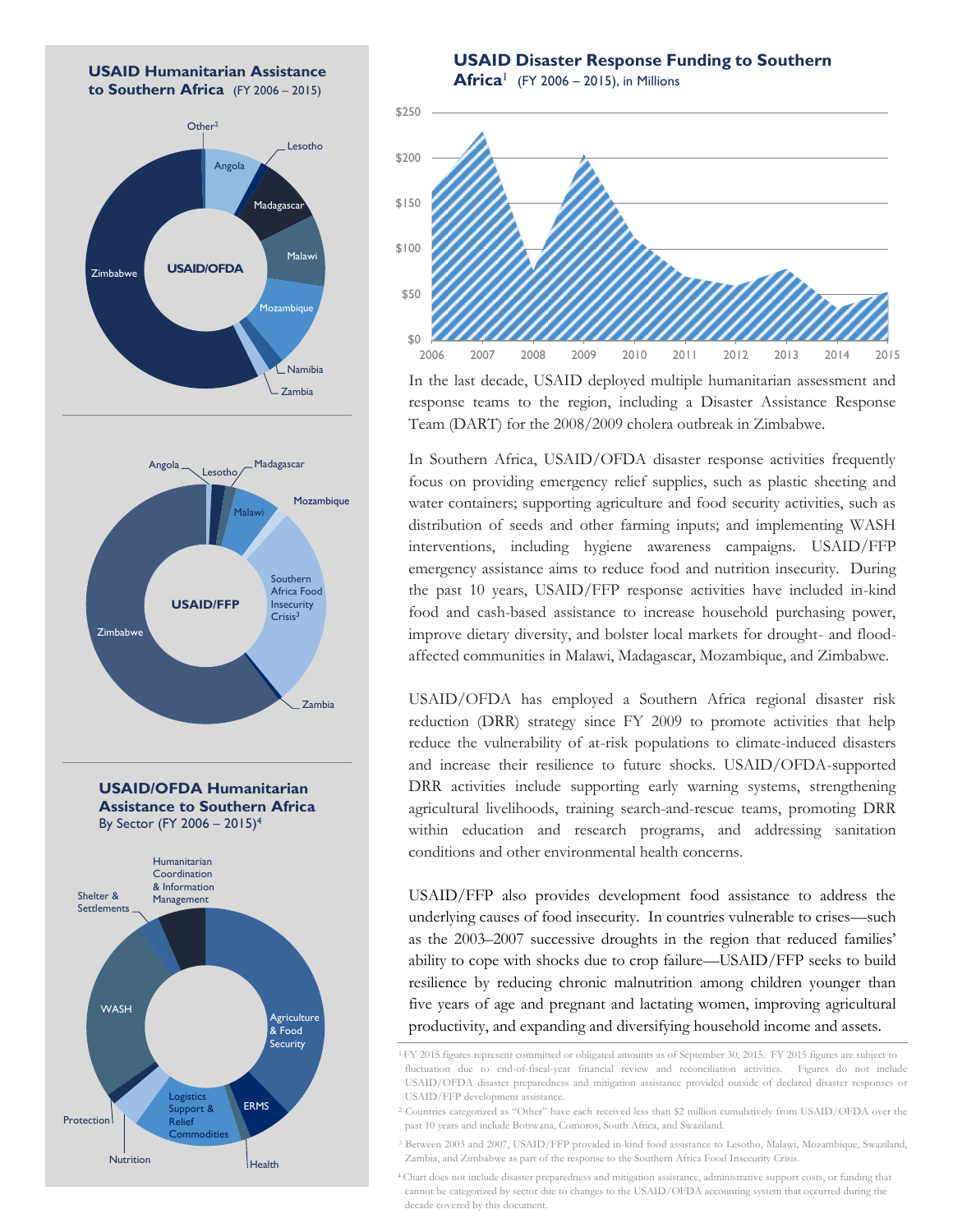### USAID Humanitarian Assistance to Southern Africa (FY 2006 – 2015)

USAID/OFDA

Other[2]
Lesotho
Angola
Madagascar
Malawi
Mozambique
Namibia
Zambia
Zimbabwe

USAID/FFP

Angola
Lesotho
Madagascar
Mozambique
Malawi
Southern Africa Food Insecurity Crisis[3]
Zambia
Zimbabwe

### USAID/OFDA Humanitarian Assistance to Southern Africa

By Sector (FY 2006 – 2015)[4]

Humanitarian Coordination & Information Management
Shelter & Settlements
WASH
Agriculture & Food Security
ERMS
Health
Logistics Support & Relief Commodities
Nutrition
Protection

### USAID Disaster Response Funding to Southern Africa[1] (FY 2006 – 2015), in Millions

$250
$200
$150
$100
$50
$0
2006 2007 2008 2009 2010 2011 2012 2013 2014 2015

In the last decade, USAID deployed multiple humanitarian assessment and response teams to the region, including a Disaster Assistance Response Team (DART) for the 2008/2009 cholera outbreak in Zimbabwe.

In Southern Africa, USAID/OFDA disaster response activities frequently focus on providing emergency relief supplies, such as plastic sheeting and water containers; supporting agriculture and food security activities, such as distribution of seeds and other farming inputs; and implementing WASH interventions, including hygiene awareness campaigns. USAID/FFP emergency assistance aims to reduce food and nutrition insecurity. During the past 10 years, USAID/FFP response activities have included in-kind food and cash-based assistance to increase household purchasing power, improve dietary diversity, and bolster local markets for drought- and flood-affected communities in Malawi, Madagascar, Mozambique, and Zimbabwe.

USAID/OFDA has employed a Southern Africa regional disaster risk reduction (DRR) strategy since FY 2009 to promote activities that help reduce the vulnerability of at-risk populations to climate-induced disasters and increase their resilience to future shocks. USAID/OFDA-supported DRR activities include supporting early warning systems, strengthening agricultural livelihoods, training search-and-rescue teams, promoting DRR within education and research programs, and addressing sanitation conditions and other environmental health concerns.

USAID/FFP also provides development food assistance to address the underlying causes of food insecurity. In countries vulnerable to crises—such as the 2003–2007 successive droughts in the region that reduced families' ability to cope with shocks due to crop failure—USAID/FFP seeks to build resilience by reducing chronic malnutrition among children younger than five years of age and pregnant and lactating women, improving agricultural productivity, and expanding and diversifying household income and assets.

---

[1] FY 2015 figures represent committed or obligated amounts as of September 30, 2015. FY 2015 figures are subject to fluctuation due to end-of-fiscal-year financial review and reconciliation activities. Figures do not include USAID/OFDA disaster preparedness and mitigation assistance provided outside of declared disaster responses or USAID/FFP development assistance.

[2] Countries categorized as "Other" have each received less than $2 million cumulatively from USAID/OFDA over the past 10 years and include Botswana, Comoros, South Africa, and Swaziland.

[3] Between 2003 and 2007, USAID/FFP provided in-kind food assistance to Lesotho, Malawi, Mozambique, Swaziland, Zambia, and Zimbabwe as part of the response to the Southern Africa Food Insecurity Crisis.

[4] Chart does not include disaster preparedness and mitigation assistance, administrative support costs, or funding that cannot be categorized by sector due to changes to the USAID/OFDA accounting system that occurred during the decade covered by this document.